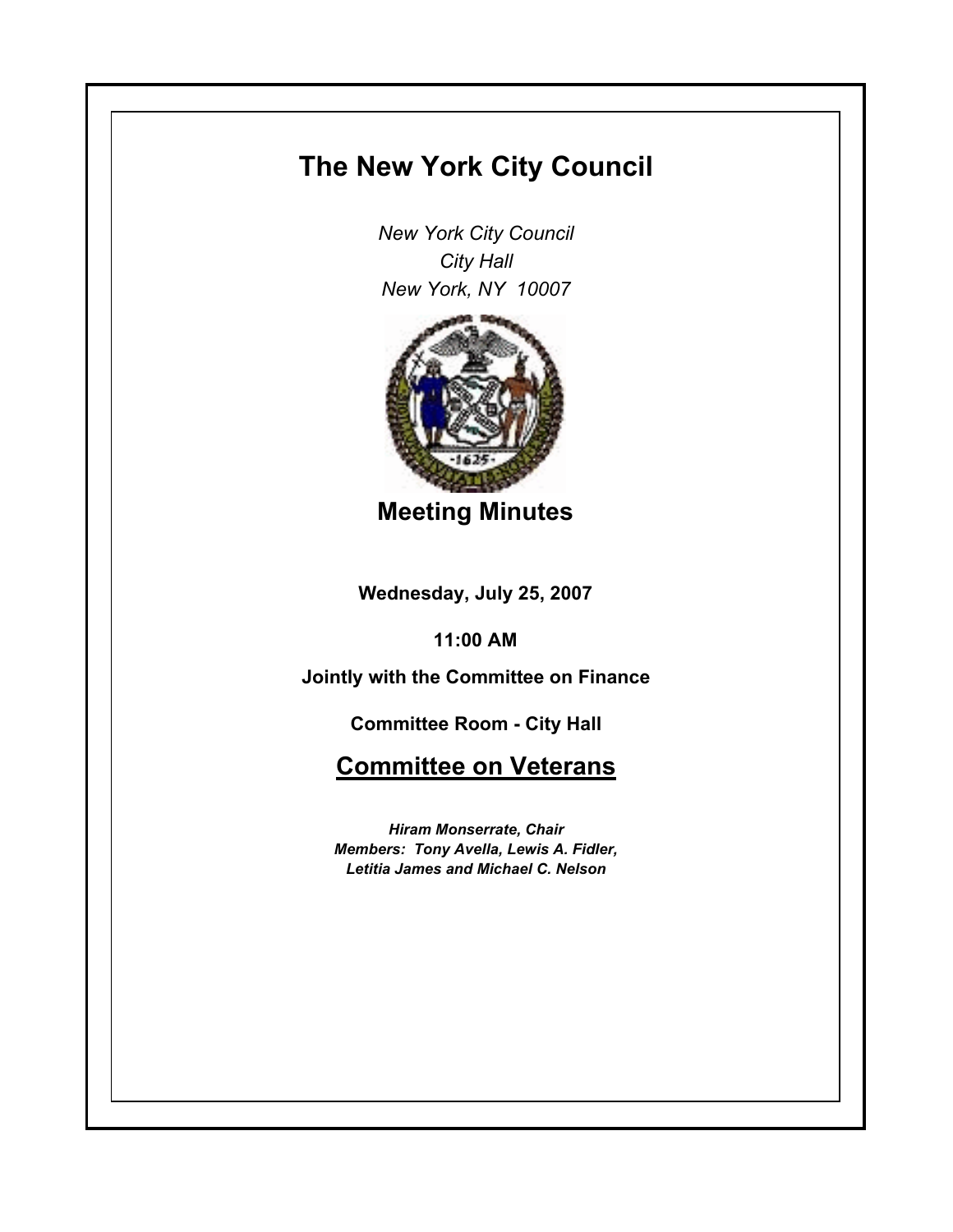# The New York City Council

*New York City Council*
*City Hall*
*New York, NY 10007*

## Meeting Minutes

**Wednesday, July 25, 2007**

**11:00 AM**

**Jointly with the Committee on Finance**

**Committee Room - City Hall**

## Committee on Veterans

***Hiram Monserrate, Chair***
***Members: Tony Avella, Lewis A. Fidler, Letitia James and Michael C. Nelson***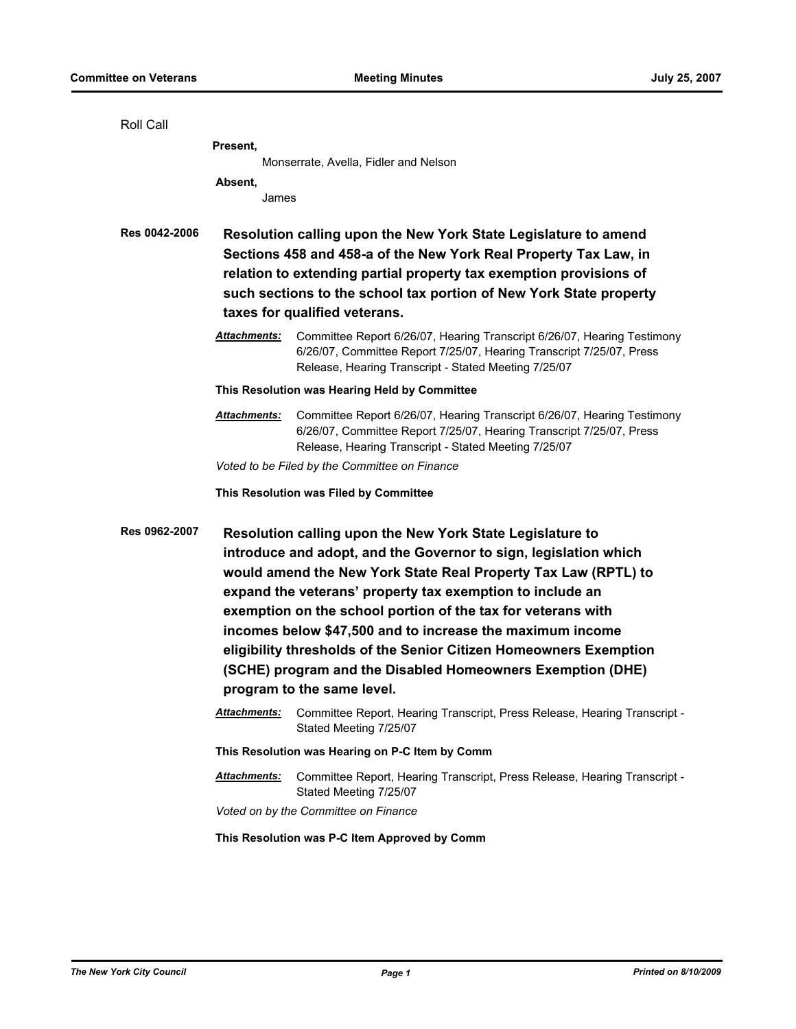Roll Call

**Present,**

Monserrate, Avella, Fidler and Nelson

**Absent,**

James

**Res 0042-2006** **Resolution calling upon the New York State Legislature to amend Sections 458 and 458-a of the New York Real Property Tax Law, in relation to extending partial property tax exemption provisions of such sections to the school tax portion of New York State property taxes for qualified veterans.**

***Attachments:*** Committee Report 6/26/07, Hearing Transcript 6/26/07, Hearing Testimony 6/26/07, Committee Report 7/25/07, Hearing Transcript 7/25/07, Press Release, Hearing Transcript - Stated Meeting 7/25/07

**This Resolution was Hearing Held by Committee**

***Attachments:*** Committee Report 6/26/07, Hearing Transcript 6/26/07, Hearing Testimony 6/26/07, Committee Report 7/25/07, Hearing Transcript 7/25/07, Press Release, Hearing Transcript - Stated Meeting 7/25/07

*Voted to be Filed by the Committee on Finance*

**This Resolution was Filed by Committee**

**Res 0962-2007** **Resolution calling upon the New York State Legislature to introduce and adopt, and the Governor to sign, legislation which would amend the New York State Real Property Tax Law (RPTL) to expand the veterans' property tax exemption to include an exemption on the school portion of the tax for veterans with incomes below $47,500 and to increase the maximum income eligibility thresholds of the Senior Citizen Homeowners Exemption (SCHE) program and the Disabled Homeowners Exemption (DHE) program to the same level.**

***Attachments:*** Committee Report, Hearing Transcript, Press Release, Hearing Transcript - Stated Meeting 7/25/07

**This Resolution was Hearing on P-C Item by Comm**

***Attachments:*** Committee Report, Hearing Transcript, Press Release, Hearing Transcript - Stated Meeting 7/25/07

*Voted on by the Committee on Finance*

**This Resolution was P-C Item Approved by Comm**